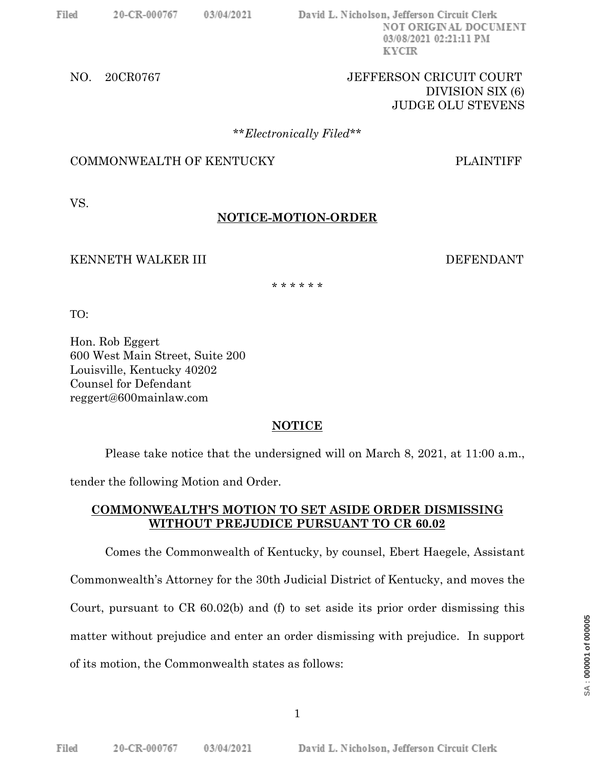NO. 20CR0767

JEFFERSON CRICUIT COURT
DIVISION SIX (6)
JUDGE OLU STEVENS

***Electronically Filed***

COMMONWEALTH OF KENTUCKY PLAINTIFF

VS.

**NOTICE-MOTION-ORDER**

KENNETH WALKER III DEFENDANT

\* \* \* \* \* \*

TO:

Hon. Rob Eggert
600 West Main Street, Suite 200
Louisville, Kentucky 40202
Counsel for Defendant
reggert@600mainlaw.com

**NOTICE**

Please take notice that the undersigned will on March 8, 2021, at 11:00 a.m., tender the following Motion and Order.

**COMMONWEALTH'S MOTION TO SET ASIDE ORDER DISMISSING WITHOUT PREJUDICE PURSUANT TO CR 60.02**

Comes the Commonwealth of Kentucky, by counsel, Ebert Haegele, Assistant Commonwealth's Attorney for the 30th Judicial District of Kentucky, and moves the Court, pursuant to CR 60.02(b) and (f) to set aside its prior order dismissing this matter without prejudice and enter an order dismissing with prejudice. In support of its motion, the Commonwealth states as follows: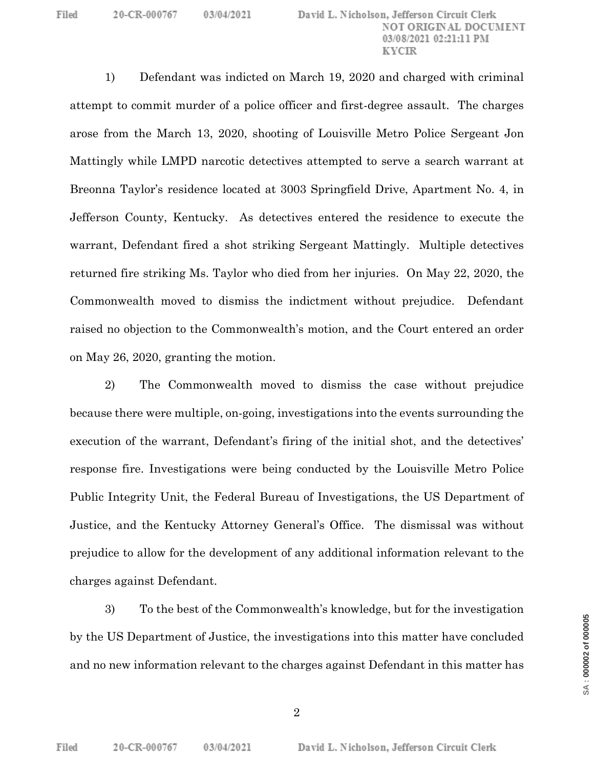1) Defendant was indicted on March 19, 2020 and charged with criminal attempt to commit murder of a police officer and first-degree assault. The charges arose from the March 13, 2020, shooting of Louisville Metro Police Sergeant Jon Mattingly while LMPD narcotic detectives attempted to serve a search warrant at Breonna Taylor's residence located at 3003 Springfield Drive, Apartment No. 4, in Jefferson County, Kentucky. As detectives entered the residence to execute the warrant, Defendant fired a shot striking Sergeant Mattingly. Multiple detectives returned fire striking Ms. Taylor who died from her injuries. On May 22, 2020, the Commonwealth moved to dismiss the indictment without prejudice. Defendant raised no objection to the Commonwealth's motion, and the Court entered an order on May 26, 2020, granting the motion.

2) The Commonwealth moved to dismiss the case without prejudice because there were multiple, on-going, investigations into the events surrounding the execution of the warrant, Defendant's firing of the initial shot, and the detectives' response fire. Investigations were being conducted by the Louisville Metro Police Public Integrity Unit, the Federal Bureau of Investigations, the US Department of Justice, and the Kentucky Attorney General's Office. The dismissal was without prejudice to allow for the development of any additional information relevant to the charges against Defendant.

3) To the best of the Commonwealth's knowledge, but for the investigation by the US Department of Justice, the investigations into this matter have concluded and no new information relevant to the charges against Defendant in this matter has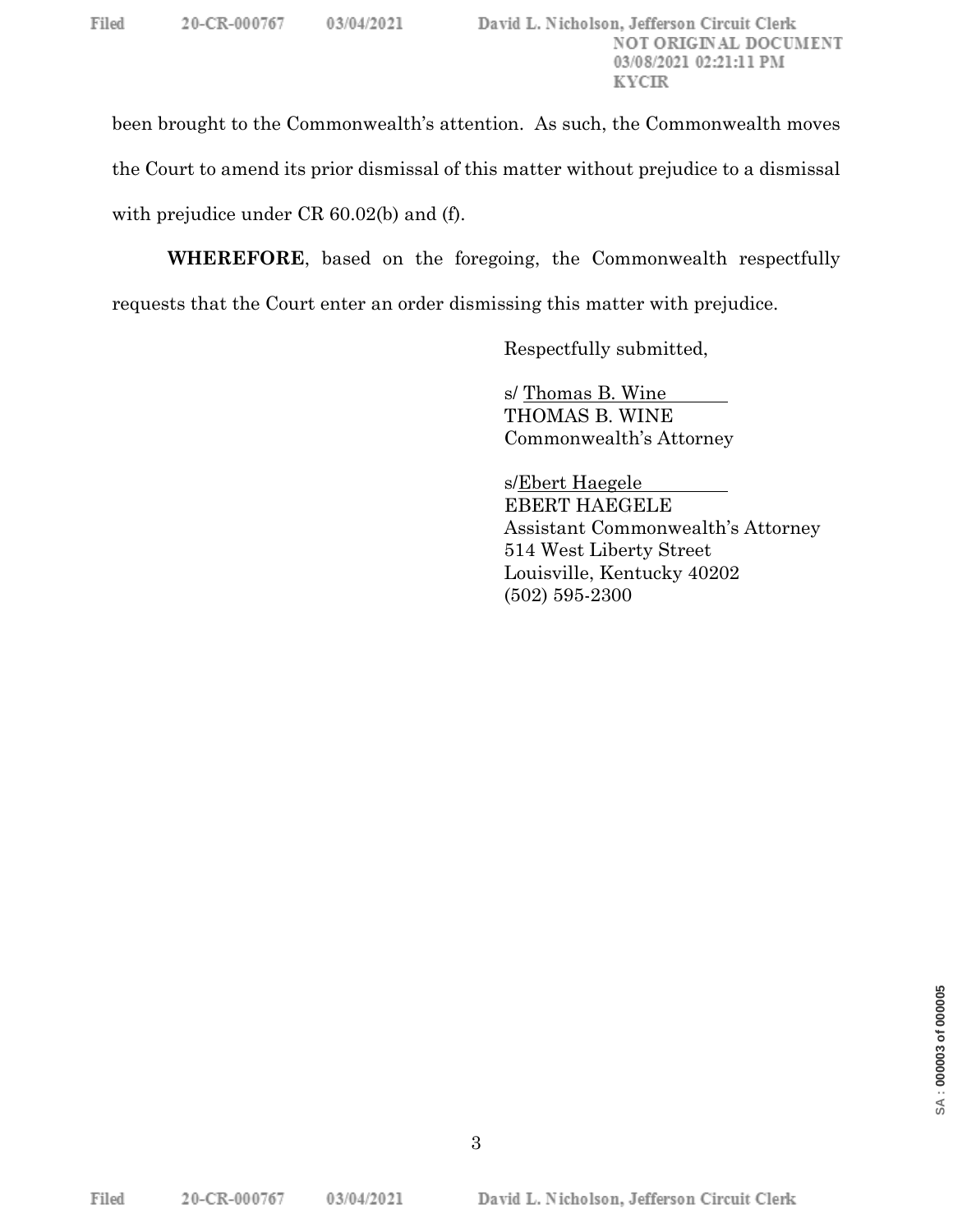been brought to the Commonwealth's attention. As such, the Commonwealth moves the Court to amend its prior dismissal of this matter without prejudice to a dismissal with prejudice under CR 60.02(b) and (f).

**WHEREFORE**, based on the foregoing, the Commonwealth respectfully requests that the Court enter an order dismissing this matter with prejudice.

Respectfully submitted,

s/ Thomas B. Wine  
THOMAS B. WINE  
Commonwealth's Attorney

s/Ebert Haegele  
EBERT HAEGELE  
Assistant Commonwealth's Attorney  
514 West Liberty Street  
Louisville, Kentucky 40202  
(502) 595-2300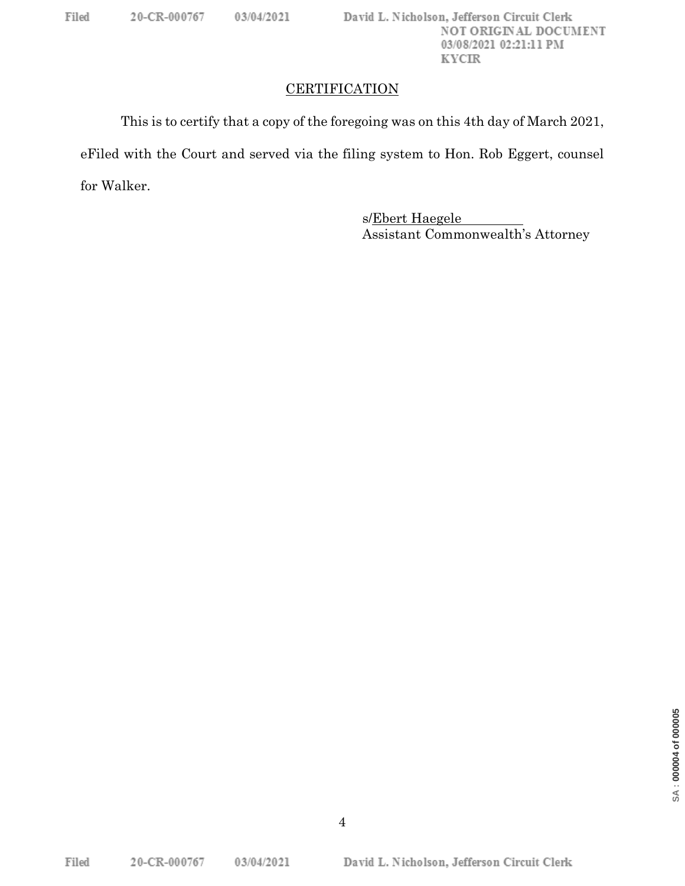## CERTIFICATION

This is to certify that a copy of the foregoing was on this 4th day of March 2021, eFiled with the Court and served via the filing system to Hon. Rob Eggert, counsel for Walker.

s/Ebert Haegele
Assistant Commonwealth's Attorney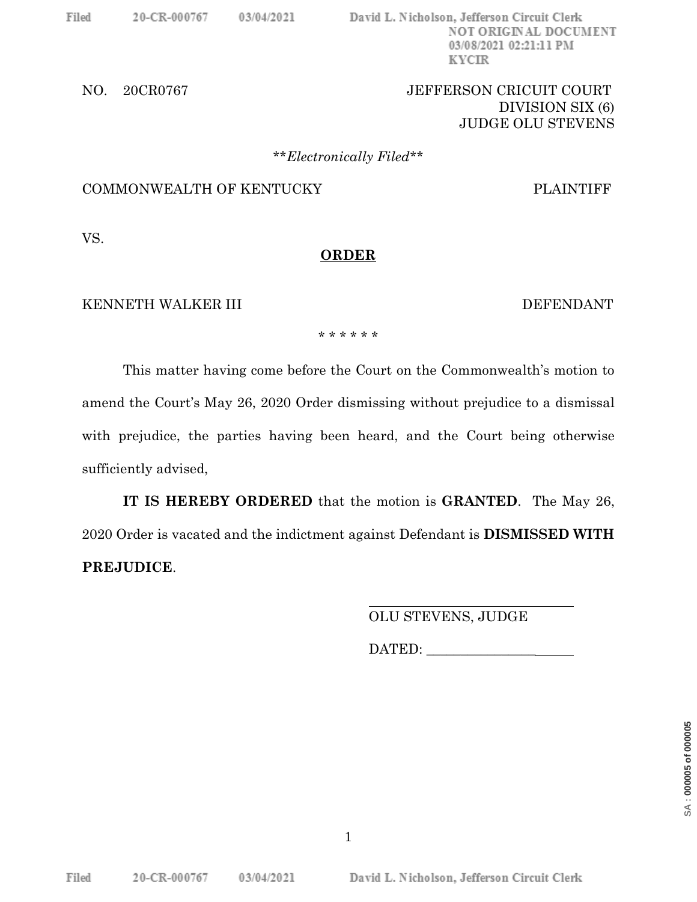NO. 20CR0767

JEFFERSON CRICUIT COURT
DIVISION SIX (6)
JUDGE OLU STEVENS

***Electronically Filed***

COMMONWEALTH OF KENTUCKY PLAINTIFF

VS.

**ORDER**

KENNETH WALKER III DEFENDANT

\* \* \* \* \* \*

This matter having come before the Court on the Commonwealth's motion to amend the Court's May 26, 2020 Order dismissing without prejudice to a dismissal with prejudice, the parties having been heard, and the Court being otherwise sufficiently advised,

**IT IS HEREBY ORDERED** that the motion is **GRANTED**. The May 26, 2020 Order is vacated and the indictment against Defendant is **DISMISSED WITH PREJUDICE**.

______________________________
OLU STEVENS, JUDGE

DATED: ______________________